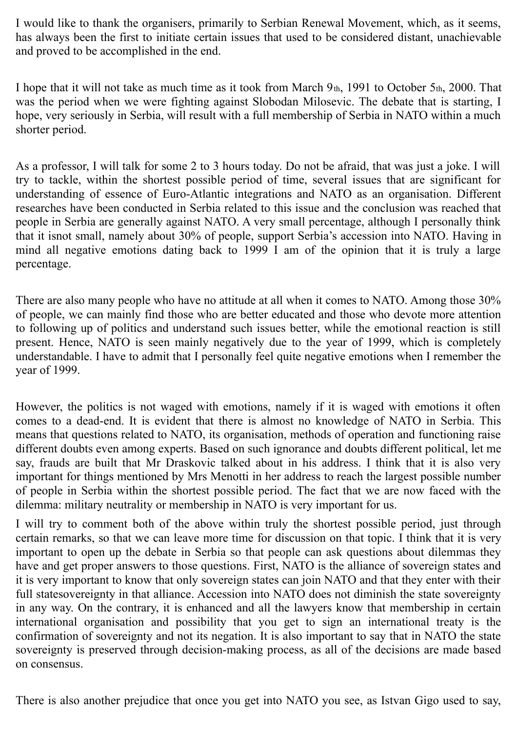I would like to thank the organisers, primarily to Serbian Renewal Movement, which, as it seems, has always been the first to initiate certain issues that used to be considered distant, unachievable and proved to be accomplished in the end.

I hope that it will not take as much time as it took from March 9th, 1991 to October 5th, 2000. That was the period when we were fighting against Slobodan Milosevic. The debate that is starting, I hope, very seriously in Serbia, will result with a full membership of Serbia in NATO within a much shorter period.

As a professor, I will talk for some 2 to 3 hours today. Do not be afraid, that was just a joke. I will try to tackle, within the shortest possible period of time, several issues that are significant for understanding of essence of Euro-Atlantic integrations and NATO as an organisation. Different researches have been conducted in Serbia related to this issue and the conclusion was reached that people in Serbia are generally against NATO. A very small percentage, although I personally think that it isnot small, namely about 30% of people, support Serbia's accession into NATO. Having in mind all negative emotions dating back to 1999 I am of the opinion that it is truly a large percentage.

There are also many people who have no attitude at all when it comes to NATO. Among those 30% of people, we can mainly find those who are better educated and those who devote more attention to following up of politics and understand such issues better, while the emotional reaction is still present. Hence, NATO is seen mainly negatively due to the year of 1999, which is completely understandable. I have to admit that I personally feel quite negative emotions when I remember the year of 1999.

However, the politics is not waged with emotions, namely if it is waged with emotions it often comes to a dead-end. It is evident that there is almost no knowledge of NATO in Serbia. This means that questions related to NATO, its organisation, methods of operation and functioning raise different doubts even among experts. Based on such ignorance and doubts different political, let me say, frauds are built that Mr Draskovic talked about in his address. I think that it is also very important for things mentioned by Mrs Menotti in her address to reach the largest possible number of people in Serbia within the shortest possible period. The fact that we are now faced with the dilemma: military neutrality or membership in NATO is very important for us.

I will try to comment both of the above within truly the shortest possible period, just through certain remarks, so that we can leave more time for discussion on that topic. I think that it is very important to open up the debate in Serbia so that people can ask questions about dilemmas they have and get proper answers to those questions. First, NATO is the alliance of sovereign states and it is very important to know that only sovereign states can join NATO and that they enter with their full statesovereignty in that alliance. Accession into NATO does not diminish the state sovereignty in any way. On the contrary, it is enhanced and all the lawyers know that membership in certain international organisation and possibility that you get to sign an international treaty is the confirmation of sovereignty and not its negation. It is also important to say that in NATO the state sovereignty is preserved through decision-making process, as all of the decisions are made based on consensus.

There is also another prejudice that once you get into NATO you see, as Istvan Gigo used to say,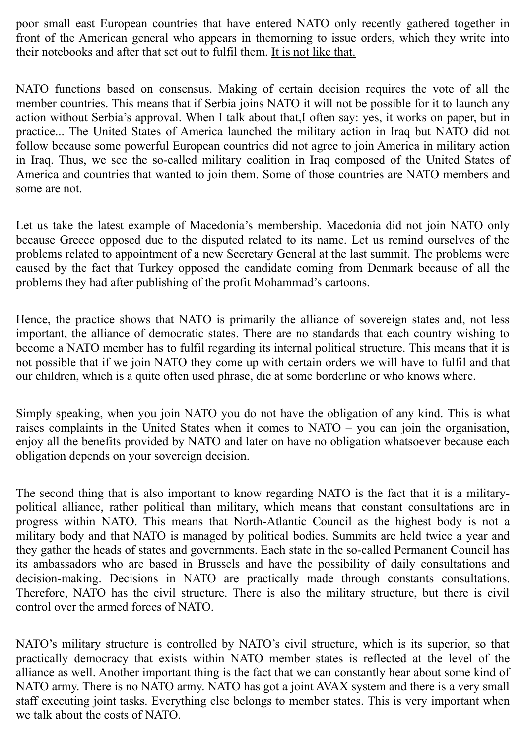poor small east European countries that have entered NATO only recently gathered together in front of the American general who appears in themorning to issue orders, which they write into their notebooks and after that set out to fulfil them. <u>It is not like that.</u>

NATO functions based on consensus. Making of certain decision requires the vote of all the member countries. This means that if Serbia joins NATO it will not be possible for it to launch any action without Serbia's approval. When I talk about that,I often say: yes, it works on paper, but in practice... The United States of America launched the military action in Iraq but NATO did not follow because some powerful European countries did not agree to join America in military action in Iraq. Thus, we see the so-called military coalition in Iraq composed of the United States of America and countries that wanted to join them. Some of those countries are NATO members and some are not.

Let us take the latest example of Macedonia's membership. Macedonia did not join NATO only because Greece opposed due to the disputed related to its name. Let us remind ourselves of the problems related to appointment of a new Secretary General at the last summit. The problems were caused by the fact that Turkey opposed the candidate coming from Denmark because of all the problems they had after publishing of the profit Mohammad's cartoons.

Hence, the practice shows that NATO is primarily the alliance of sovereign states and, not less important, the alliance of democratic states. There are no standards that each country wishing to become a NATO member has to fulfil regarding its internal political structure. This means that it is not possible that if we join NATO they come up with certain orders we will have to fulfil and that our children, which is a quite often used phrase, die at some borderline or who knows where.

Simply speaking, when you join NATO you do not have the obligation of any kind. This is what raises complaints in the United States when it comes to NATO – you can join the organisation, enjoy all the benefits provided by NATO and later on have no obligation whatsoever because each obligation depends on your sovereign decision.

The second thing that is also important to know regarding NATO is the fact that it is a military-political alliance, rather political than military, which means that constant consultations are in progress within NATO. This means that North-Atlantic Council as the highest body is not a military body and that NATO is managed by political bodies. Summits are held twice a year and they gather the heads of states and governments. Each state in the so-called Permanent Council has its ambassadors who are based in Brussels and have the possibility of daily consultations and decision-making. Decisions in NATO are practically made through constants consultations. Therefore, NATO has the civil structure. There is also the military structure, but there is civil control over the armed forces of NATO.

NATO's military structure is controlled by NATO's civil structure, which is its superior, so that practically democracy that exists within NATO member states is reflected at the level of the alliance as well. Another important thing is the fact that we can constantly hear about some kind of NATO army. There is no NATO army. NATO has got a joint AVAX system and there is a very small staff executing joint tasks. Everything else belongs to member states. This is very important when we talk about the costs of NATO.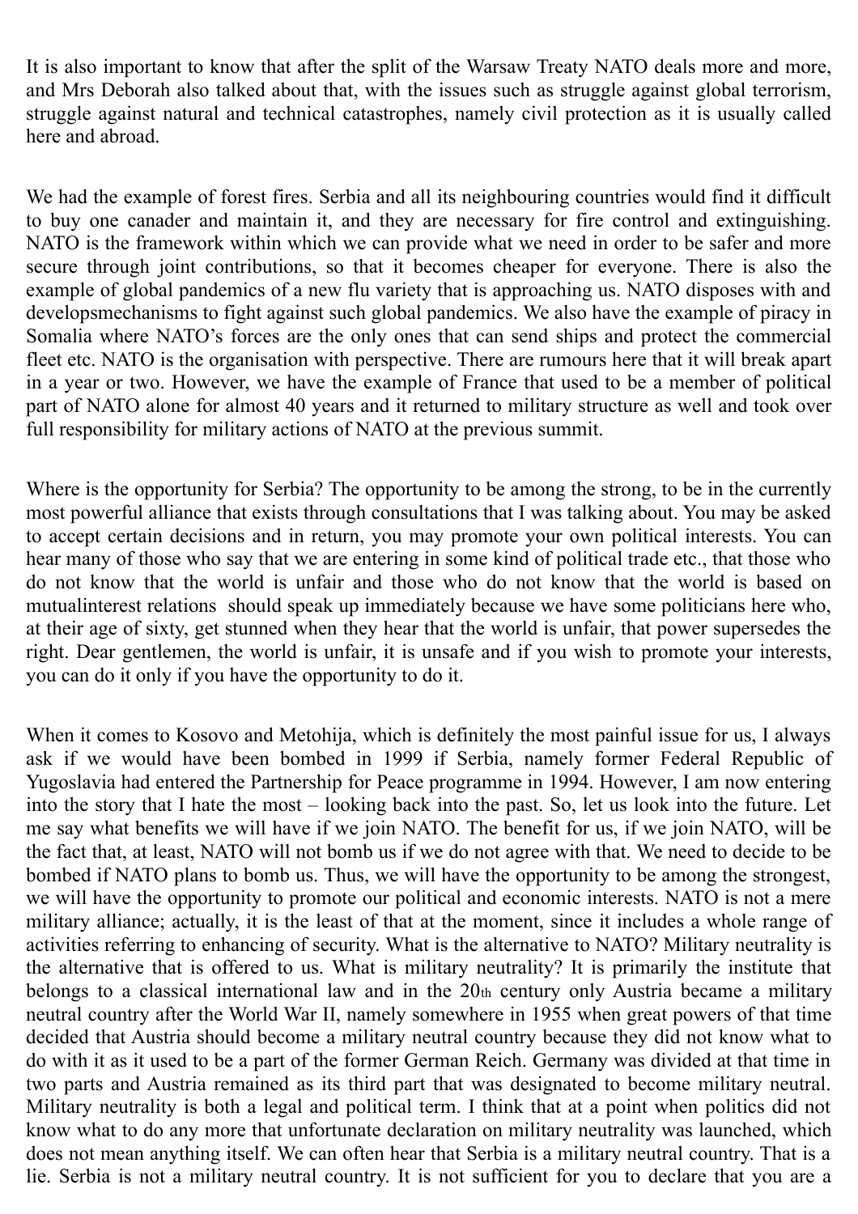It is also important to know that after the split of the Warsaw Treaty NATO deals more and more, and Mrs Deborah also talked about that, with the issues such as struggle against global terrorism, struggle against natural and technical catastrophes, namely civil protection as it is usually called here and abroad.

We had the example of forest fires. Serbia and all its neighbouring countries would find it difficult to buy one canader and maintain it, and they are necessary for fire control and extinguishing. NATO is the framework within which we can provide what we need in order to be safer and more secure through joint contributions, so that it becomes cheaper for everyone. There is also the example of global pandemics of a new flu variety that is approaching us. NATO disposes with and developsmechanisms to fight against such global pandemics. We also have the example of piracy in Somalia where NATO's forces are the only ones that can send ships and protect the commercial fleet etc. NATO is the organisation with perspective. There are rumours here that it will break apart in a year or two. However, we have the example of France that used to be a member of political part of NATO alone for almost 40 years and it returned to military structure as well and took over full responsibility for military actions of NATO at the previous summit.

Where is the opportunity for Serbia? The opportunity to be among the strong, to be in the currently most powerful alliance that exists through consultations that I was talking about. You may be asked to accept certain decisions and in return, you may promote your own political interests. You can hear many of those who say that we are entering in some kind of political trade etc., that those who do not know that the world is unfair and those who do not know that the world is based on mutualinterest relations should speak up immediately because we have some politicians here who, at their age of sixty, get stunned when they hear that the world is unfair, that power supersedes the right. Dear gentlemen, the world is unfair, it is unsafe and if you wish to promote your interests, you can do it only if you have the opportunity to do it.

When it comes to Kosovo and Metohija, which is definitely the most painful issue for us, I always ask if we would have been bombed in 1999 if Serbia, namely former Federal Republic of Yugoslavia had entered the Partnership for Peace programme in 1994. However, I am now entering into the story that I hate the most – looking back into the past. So, let us look into the future. Let me say what benefits we will have if we join NATO. The benefit for us, if we join NATO, will be the fact that, at least, NATO will not bomb us if we do not agree with that. We need to decide to be bombed if NATO plans to bomb us. Thus, we will have the opportunity to be among the strongest, we will have the opportunity to promote our political and economic interests. NATO is not a mere military alliance; actually, it is the least of that at the moment, since it includes a whole range of activities referring to enhancing of security. What is the alternative to NATO? Military neutrality is the alternative that is offered to us. What is military neutrality? It is primarily the institute that belongs to a classical international law and in the 20th century only Austria became a military neutral country after the World War II, namely somewhere in 1955 when great powers of that time decided that Austria should become a military neutral country because they did not know what to do with it as it used to be a part of the former German Reich. Germany was divided at that time in two parts and Austria remained as its third part that was designated to become military neutral. Military neutrality is both a legal and political term. I think that at a point when politics did not know what to do any more that unfortunate declaration on military neutrality was launched, which does not mean anything itself. We can often hear that Serbia is a military neutral country. That is a lie. Serbia is not a military neutral country. It is not sufficient for you to declare that you are a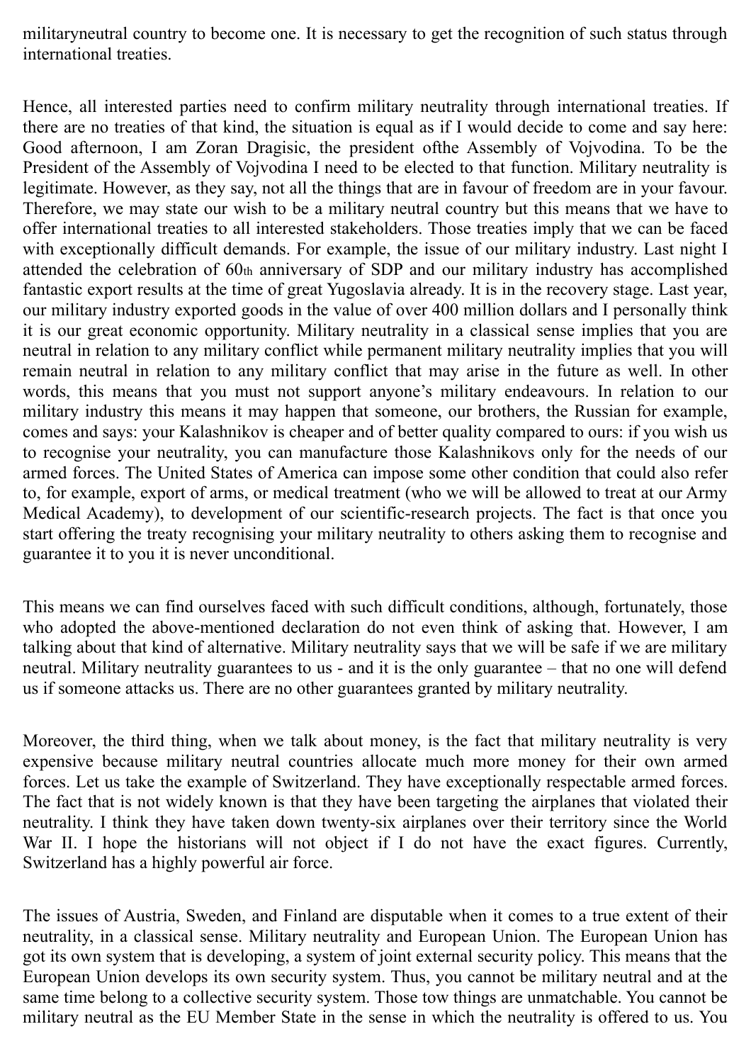militaryneutral country to become one. It is necessary to get the recognition of such status through international treaties.

Hence, all interested parties need to confirm military neutrality through international treaties. If there are no treaties of that kind, the situation is equal as if I would decide to come and say here: Good afternoon, I am Zoran Dragisic, the president ofthe Assembly of Vojvodina. To be the President of the Assembly of Vojvodina I need to be elected to that function. Military neutrality is legitimate. However, as they say, not all the things that are in favour of freedom are in your favour. Therefore, we may state our wish to be a military neutral country but this means that we have to offer international treaties to all interested stakeholders. Those treaties imply that we can be faced with exceptionally difficult demands. For example, the issue of our military industry. Last night I attended the celebration of 60th anniversary of SDP and our military industry has accomplished fantastic export results at the time of great Yugoslavia already. It is in the recovery stage. Last year, our military industry exported goods in the value of over 400 million dollars and I personally think it is our great economic opportunity. Military neutrality in a classical sense implies that you are neutral in relation to any military conflict while permanent military neutrality implies that you will remain neutral in relation to any military conflict that may arise in the future as well. In other words, this means that you must not support anyone's military endeavours. In relation to our military industry this means it may happen that someone, our brothers, the Russian for example, comes and says: your Kalashnikov is cheaper and of better quality compared to ours: if you wish us to recognise your neutrality, you can manufacture those Kalashnikovs only for the needs of our armed forces. The United States of America can impose some other condition that could also refer to, for example, export of arms, or medical treatment (who we will be allowed to treat at our Army Medical Academy), to development of our scientific-research projects. The fact is that once you start offering the treaty recognising your military neutrality to others asking them to recognise and guarantee it to you it is never unconditional.

This means we can find ourselves faced with such difficult conditions, although, fortunately, those who adopted the above-mentioned declaration do not even think of asking that. However, I am talking about that kind of alternative. Military neutrality says that we will be safe if we are military neutral. Military neutrality guarantees to us - and it is the only guarantee – that no one will defend us if someone attacks us. There are no other guarantees granted by military neutrality.

Moreover, the third thing, when we talk about money, is the fact that military neutrality is very expensive because military neutral countries allocate much more money for their own armed forces. Let us take the example of Switzerland. They have exceptionally respectable armed forces. The fact that is not widely known is that they have been targeting the airplanes that violated their neutrality. I think they have taken down twenty-six airplanes over their territory since the World War II. I hope the historians will not object if I do not have the exact figures. Currently, Switzerland has a highly powerful air force.

The issues of Austria, Sweden, and Finland are disputable when it comes to a true extent of their neutrality, in a classical sense. Military neutrality and European Union. The European Union has got its own system that is developing, a system of joint external security policy. This means that the European Union develops its own security system. Thus, you cannot be military neutral and at the same time belong to a collective security system. Those tow things are unmatchable. You cannot be military neutral as the EU Member State in the sense in which the neutrality is offered to us. You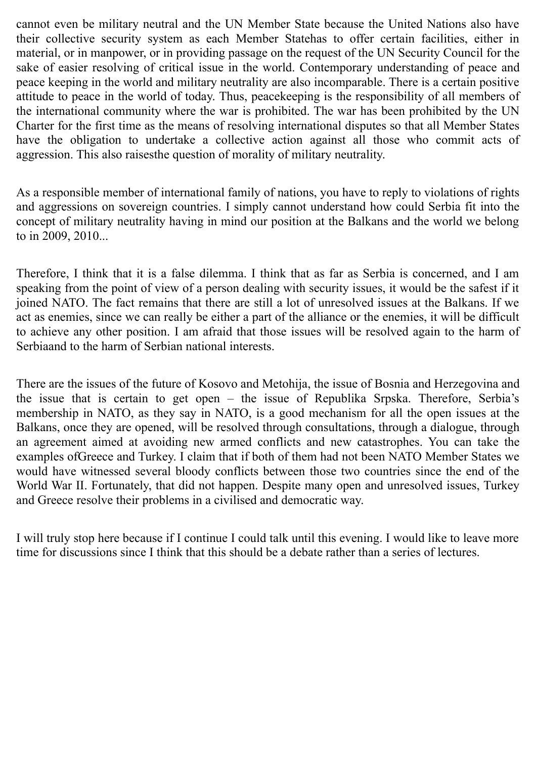cannot even be military neutral and the UN Member State because the United Nations also have their collective security system as each Member Statehas to offer certain facilities, either in material, or in manpower, or in providing passage on the request of the UN Security Council for the sake of easier resolving of critical issue in the world. Contemporary understanding of peace and peace keeping in the world and military neutrality are also incomparable. There is a certain positive attitude to peace in the world of today. Thus, peacekeeping is the responsibility of all members of the international community where the war is prohibited. The war has been prohibited by the UN Charter for the first time as the means of resolving international disputes so that all Member States have the obligation to undertake a collective action against all those who commit acts of aggression. This also raisesthe question of morality of military neutrality.

As a responsible member of international family of nations, you have to reply to violations of rights and aggressions on sovereign countries. I simply cannot understand how could Serbia fit into the concept of military neutrality having in mind our position at the Balkans and the world we belong to in 2009, 2010...

Therefore, I think that it is a false dilemma. I think that as far as Serbia is concerned, and I am speaking from the point of view of a person dealing with security issues, it would be the safest if it joined NATO. The fact remains that there are still a lot of unresolved issues at the Balkans. If we act as enemies, since we can really be either a part of the alliance or the enemies, it will be difficult to achieve any other position. I am afraid that those issues will be resolved again to the harm of Serbiaand to the harm of Serbian national interests.

There are the issues of the future of Kosovo and Metohija, the issue of Bosnia and Herzegovina and the issue that is certain to get open – the issue of Republika Srpska. Therefore, Serbia's membership in NATO, as they say in NATO, is a good mechanism for all the open issues at the Balkans, once they are opened, will be resolved through consultations, through a dialogue, through an agreement aimed at avoiding new armed conflicts and new catastrophes. You can take the examples ofGreece and Turkey. I claim that if both of them had not been NATO Member States we would have witnessed several bloody conflicts between those two countries since the end of the World War II. Fortunately, that did not happen. Despite many open and unresolved issues, Turkey and Greece resolve their problems in a civilised and democratic way.

I will truly stop here because if I continue I could talk until this evening. I would like to leave more time for discussions since I think that this should be a debate rather than a series of lectures.